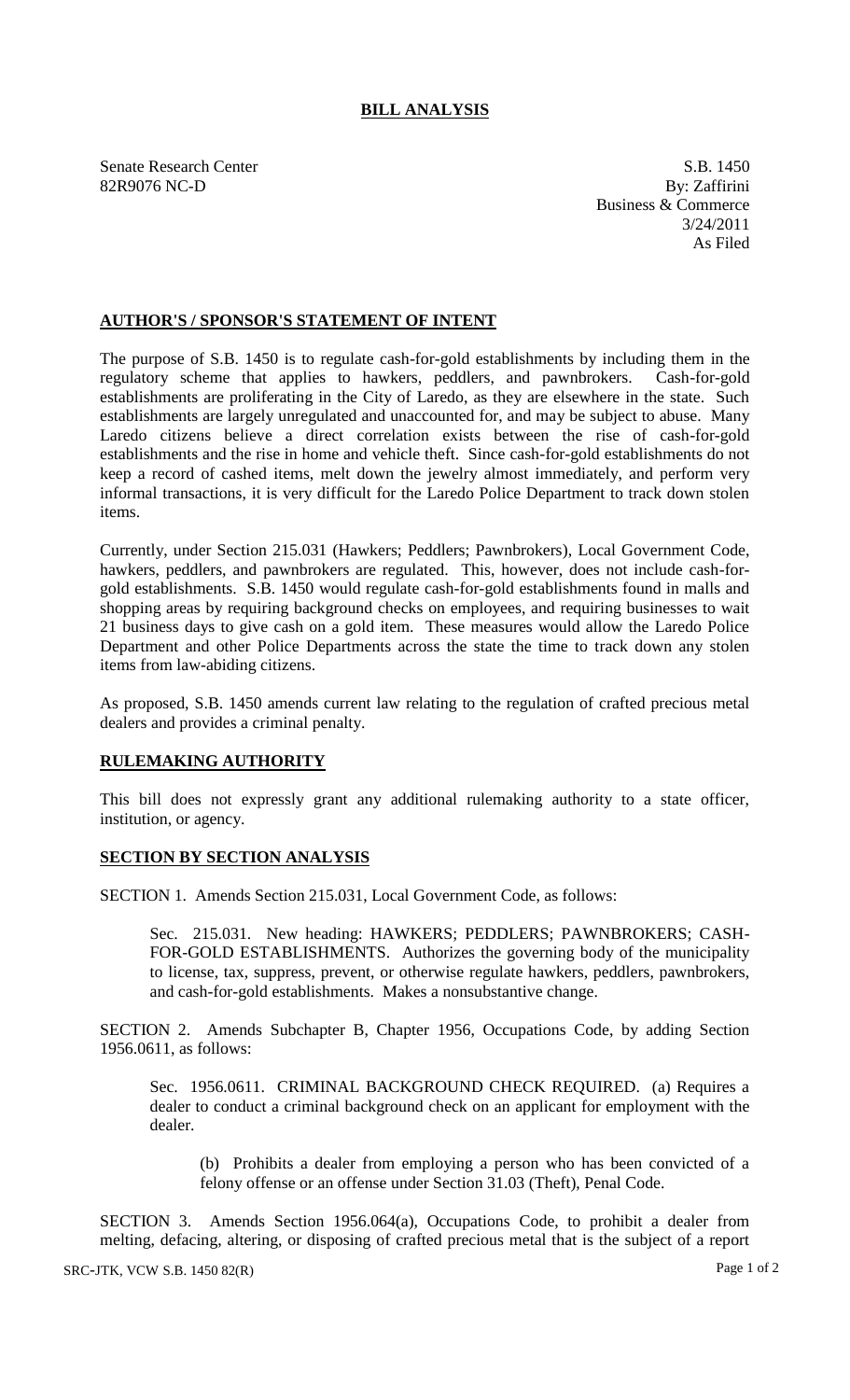# BILL ANALYSIS

Senate Research Center
82R9076 NC-D

S.B. 1450
By: Zaffirini
Business & Commerce
3/24/2011
As Filed

## AUTHOR'S / SPONSOR'S STATEMENT OF INTENT

The purpose of S.B. 1450 is to regulate cash-for-gold establishments by including them in the regulatory scheme that applies to hawkers, peddlers, and pawnbrokers. Cash-for-gold establishments are proliferating in the City of Laredo, as they are elsewhere in the state. Such establishments are largely unregulated and unaccounted for, and may be subject to abuse. Many Laredo citizens believe a direct correlation exists between the rise of cash-for-gold establishments and the rise in home and vehicle theft. Since cash-for-gold establishments do not keep a record of cashed items, melt down the jewelry almost immediately, and perform very informal transactions, it is very difficult for the Laredo Police Department to track down stolen items.

Currently, under Section 215.031 (Hawkers; Peddlers; Pawnbrokers), Local Government Code, hawkers, peddlers, and pawnbrokers are regulated. This, however, does not include cash-for-gold establishments. S.B. 1450 would regulate cash-for-gold establishments found in malls and shopping areas by requiring background checks on employees, and requiring businesses to wait 21 business days to give cash on a gold item. These measures would allow the Laredo Police Department and other Police Departments across the state the time to track down any stolen items from law-abiding citizens.

As proposed, S.B. 1450 amends current law relating to the regulation of crafted precious metal dealers and provides a criminal penalty.

## RULEMAKING AUTHORITY

This bill does not expressly grant any additional rulemaking authority to a state officer, institution, or agency.

## SECTION BY SECTION ANALYSIS

SECTION 1. Amends Section 215.031, Local Government Code, as follows:

Sec. 215.031. New heading: HAWKERS; PEDDLERS; PAWNBROKERS; CASH-FOR-GOLD ESTABLISHMENTS. Authorizes the governing body of the municipality to license, tax, suppress, prevent, or otherwise regulate hawkers, peddlers, pawnbrokers, and cash-for-gold establishments. Makes a nonsubstantive change.

SECTION 2. Amends Subchapter B, Chapter 1956, Occupations Code, by adding Section 1956.0611, as follows:

Sec. 1956.0611. CRIMINAL BACKGROUND CHECK REQUIRED. (a) Requires a dealer to conduct a criminal background check on an applicant for employment with the dealer.

(b) Prohibits a dealer from employing a person who has been convicted of a felony offense or an offense under Section 31.03 (Theft), Penal Code.

SECTION 3. Amends Section 1956.064(a), Occupations Code, to prohibit a dealer from melting, defacing, altering, or disposing of crafted precious metal that is the subject of a report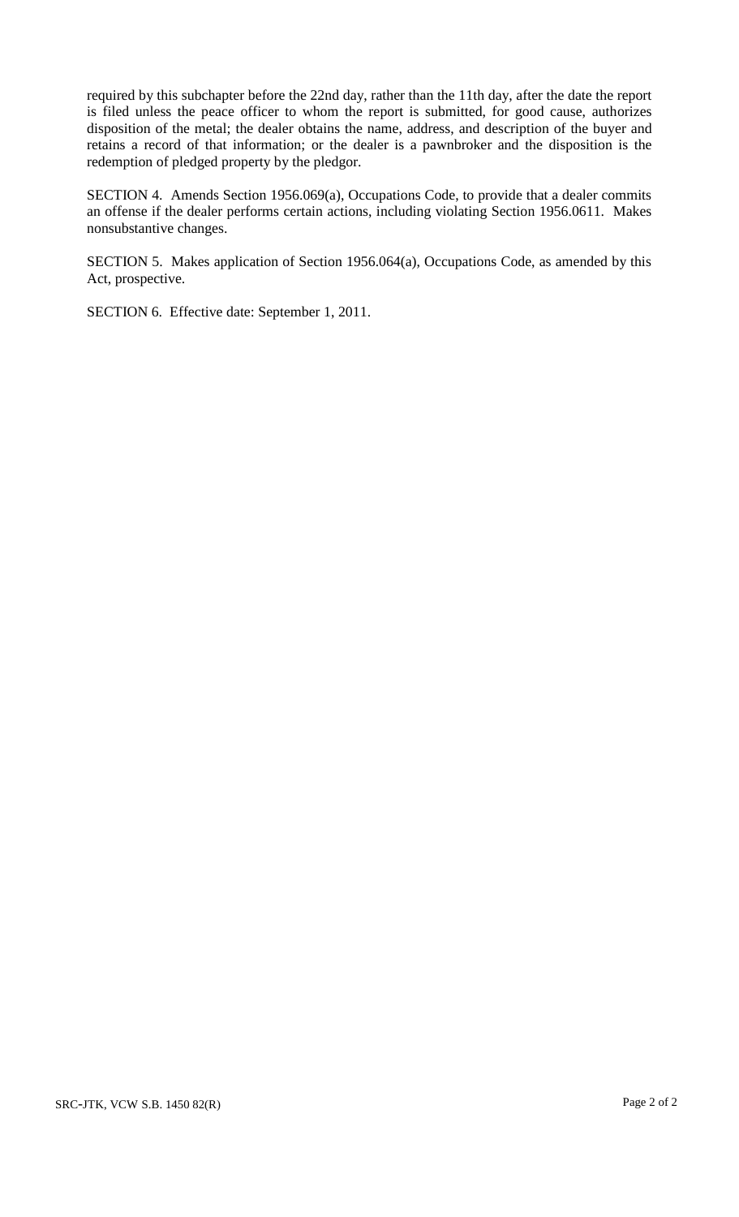required by this subchapter before the 22nd day, rather than the 11th day, after the date the report is filed unless the peace officer to whom the report is submitted, for good cause, authorizes disposition of the metal; the dealer obtains the name, address, and description of the buyer and retains a record of that information; or the dealer is a pawnbroker and the disposition is the redemption of pledged property by the pledgor.

SECTION 4. Amends Section 1956.069(a), Occupations Code, to provide that a dealer commits an offense if the dealer performs certain actions, including violating Section 1956.0611. Makes nonsubstantive changes.

SECTION 5. Makes application of Section 1956.064(a), Occupations Code, as amended by this Act, prospective.

SECTION 6. Effective date: September 1, 2011.

SRC-JTK, VCW S.B. 1450 82(R)